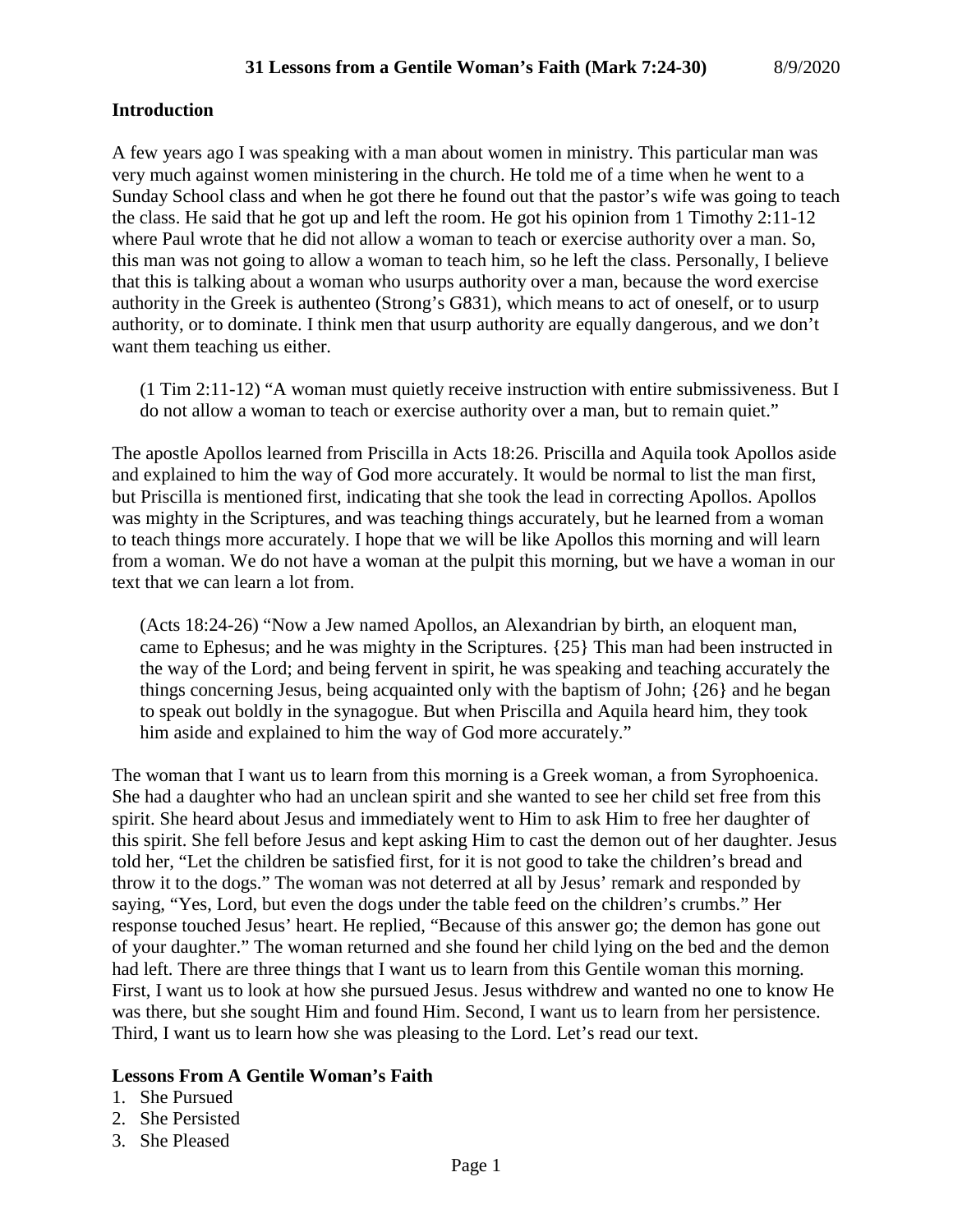# 31 Lessons from a Gentile Woman's Faith (Mark 7:24-30) 8/9/2020

## Introduction

A few years ago I was speaking with a man about women in ministry. This particular man was very much against women ministering in the church. He told me of a time when he went to a Sunday School class and when he got there he found out that the pastor's wife was going to teach the class. He said that he got up and left the room. He got his opinion from 1 Timothy 2:11-12 where Paul wrote that he did not allow a woman to teach or exercise authority over a man. So, this man was not going to allow a woman to teach him, so he left the class. Personally, I believe that this is talking about a woman who usurps authority over a man, because the word exercise authority in the Greek is authenteo (Strong's G831), which means to act of oneself, or to usurp authority, or to dominate. I think men that usurp authority are equally dangerous, and we don't want them teaching us either.

> (1 Tim 2:11-12) "A woman must quietly receive instruction with entire submissiveness. But I do not allow a woman to teach or exercise authority over a man, but to remain quiet."

The apostle Apollos learned from Priscilla in Acts 18:26. Priscilla and Aquila took Apollos aside and explained to him the way of God more accurately. It would be normal to list the man first, but Priscilla is mentioned first, indicating that she took the lead in correcting Apollos. Apollos was mighty in the Scriptures, and was teaching things accurately, but he learned from a woman to teach things more accurately. I hope that we will be like Apollos this morning and will learn from a woman. We do not have a woman at the pulpit this morning, but we have a woman in our text that we can learn a lot from.

> (Acts 18:24-26) "Now a Jew named Apollos, an Alexandrian by birth, an eloquent man, came to Ephesus; and he was mighty in the Scriptures. {25} This man had been instructed in the way of the Lord; and being fervent in spirit, he was speaking and teaching accurately the things concerning Jesus, being acquainted only with the baptism of John; {26} and he began to speak out boldly in the synagogue. But when Priscilla and Aquila heard him, they took him aside and explained to him the way of God more accurately."

The woman that I want us to learn from this morning is a Greek woman, a from Syrophoenica. She had a daughter who had an unclean spirit and she wanted to see her child set free from this spirit. She heard about Jesus and immediately went to Him to ask Him to free her daughter of this spirit. She fell before Jesus and kept asking Him to cast the demon out of her daughter. Jesus told her, "Let the children be satisfied first, for it is not good to take the children's bread and throw it to the dogs." The woman was not deterred at all by Jesus' remark and responded by saying, "Yes, Lord, but even the dogs under the table feed on the children's crumbs." Her response touched Jesus' heart. He replied, "Because of this answer go; the demon has gone out of your daughter." The woman returned and she found her child lying on the bed and the demon had left. There are three things that I want us to learn from this Gentile woman this morning. First, I want us to look at how she pursued Jesus. Jesus withdrew and wanted no one to know He was there, but she sought Him and found Him. Second, I want us to learn from her persistence. Third, I want us to learn how she was pleasing to the Lord. Let's read our text.

## Lessons From A Gentile Woman's Faith

1. She Pursued
2. She Persisted
3. She Pleased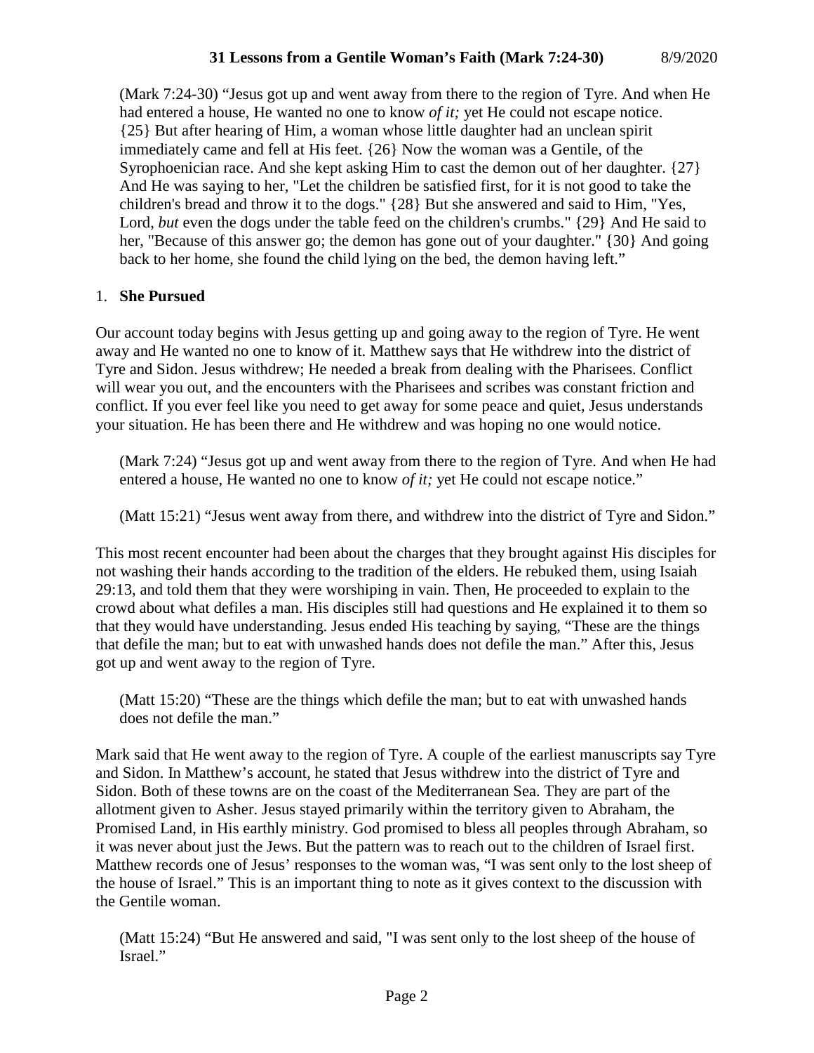(Mark 7:24-30) "Jesus got up and went away from there to the region of Tyre. And when He had entered a house, He wanted no one to know *of it;* yet He could not escape notice. {25} But after hearing of Him, a woman whose little daughter had an unclean spirit immediately came and fell at His feet. {26} Now the woman was a Gentile, of the Syrophoenician race. And she kept asking Him to cast the demon out of her daughter. {27} And He was saying to her, "Let the children be satisfied first, for it is not good to take the children's bread and throw it to the dogs." {28} But she answered and said to Him, "Yes, Lord, *but* even the dogs under the table feed on the children's crumbs." {29} And He said to her, "Because of this answer go; the demon has gone out of your daughter." {30} And going back to her home, she found the child lying on the bed, the demon having left."

1. **She Pursued**

Our account today begins with Jesus getting up and going away to the region of Tyre. He went away and He wanted no one to know of it. Matthew says that He withdrew into the district of Tyre and Sidon. Jesus withdrew; He needed a break from dealing with the Pharisees. Conflict will wear you out, and the encounters with the Pharisees and scribes was constant friction and conflict. If you ever feel like you need to get away for some peace and quiet, Jesus understands your situation. He has been there and He withdrew and was hoping no one would notice.

(Mark 7:24) "Jesus got up and went away from there to the region of Tyre. And when He had entered a house, He wanted no one to know *of it;* yet He could not escape notice."

(Matt 15:21) "Jesus went away from there, and withdrew into the district of Tyre and Sidon."

This most recent encounter had been about the charges that they brought against His disciples for not washing their hands according to the tradition of the elders. He rebuked them, using Isaiah 29:13, and told them that they were worshiping in vain. Then, He proceeded to explain to the crowd about what defiles a man. His disciples still had questions and He explained it to them so that they would have understanding. Jesus ended His teaching by saying, "These are the things that defile the man; but to eat with unwashed hands does not defile the man." After this, Jesus got up and went away to the region of Tyre.

(Matt 15:20) "These are the things which defile the man; but to eat with unwashed hands does not defile the man."

Mark said that He went away to the region of Tyre. A couple of the earliest manuscripts say Tyre and Sidon. In Matthew's account, he stated that Jesus withdrew into the district of Tyre and Sidon. Both of these towns are on the coast of the Mediterranean Sea. They are part of the allotment given to Asher. Jesus stayed primarily within the territory given to Abraham, the Promised Land, in His earthly ministry. God promised to bless all peoples through Abraham, so it was never about just the Jews. But the pattern was to reach out to the children of Israel first. Matthew records one of Jesus' responses to the woman was, "I was sent only to the lost sheep of the house of Israel." This is an important thing to note as it gives context to the discussion with the Gentile woman.

(Matt 15:24) "But He answered and said, "I was sent only to the lost sheep of the house of Israel."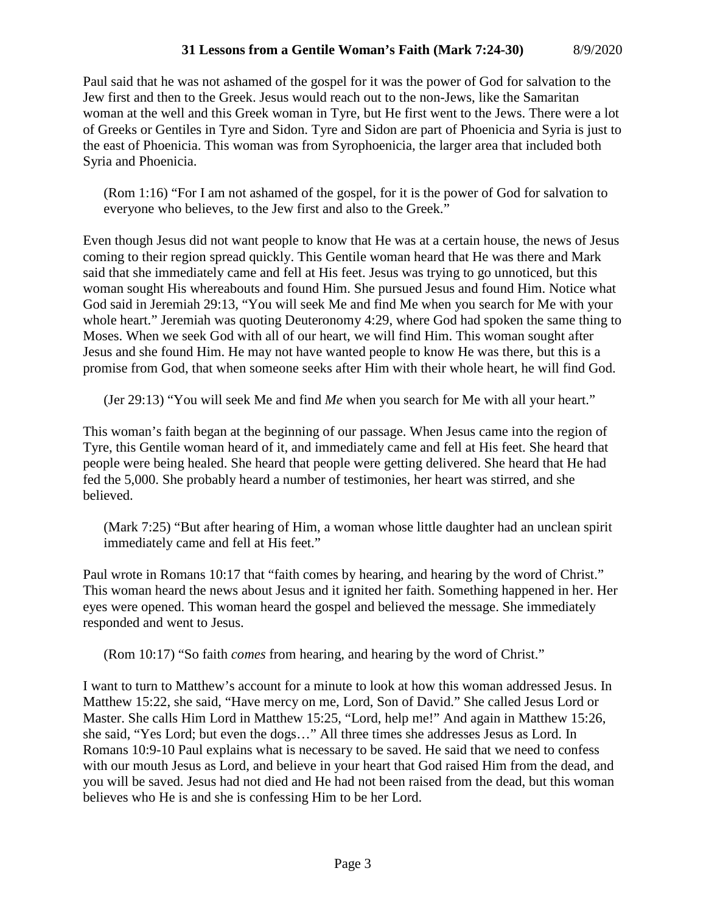Paul said that he was not ashamed of the gospel for it was the power of God for salvation to the Jew first and then to the Greek. Jesus would reach out to the non-Jews, like the Samaritan woman at the well and this Greek woman in Tyre, but He first went to the Jews. There were a lot of Greeks or Gentiles in Tyre and Sidon. Tyre and Sidon are part of Phoenicia and Syria is just to the east of Phoenicia. This woman was from Syrophoenicia, the larger area that included both Syria and Phoenicia.

> (Rom 1:16) "For I am not ashamed of the gospel, for it is the power of God for salvation to everyone who believes, to the Jew first and also to the Greek."

Even though Jesus did not want people to know that He was at a certain house, the news of Jesus coming to their region spread quickly. This Gentile woman heard that He was there and Mark said that she immediately came and fell at His feet. Jesus was trying to go unnoticed, but this woman sought His whereabouts and found Him. She pursued Jesus and found Him. Notice what God said in Jeremiah 29:13, "You will seek Me and find Me when you search for Me with your whole heart." Jeremiah was quoting Deuteronomy 4:29, where God had spoken the same thing to Moses. When we seek God with all of our heart, we will find Him. This woman sought after Jesus and she found Him. He may not have wanted people to know He was there, but this is a promise from God, that when someone seeks after Him with their whole heart, he will find God.

> (Jer 29:13) "You will seek Me and find *Me* when you search for Me with all your heart."

This woman's faith began at the beginning of our passage. When Jesus came into the region of Tyre, this Gentile woman heard of it, and immediately came and fell at His feet. She heard that people were being healed. She heard that people were getting delivered. She heard that He had fed the 5,000. She probably heard a number of testimonies, her heart was stirred, and she believed.

> (Mark 7:25) "But after hearing of Him, a woman whose little daughter had an unclean spirit immediately came and fell at His feet."

Paul wrote in Romans 10:17 that "faith comes by hearing, and hearing by the word of Christ." This woman heard the news about Jesus and it ignited her faith. Something happened in her. Her eyes were opened. This woman heard the gospel and believed the message. She immediately responded and went to Jesus.

> (Rom 10:17) "So faith *comes* from hearing, and hearing by the word of Christ."

I want to turn to Matthew's account for a minute to look at how this woman addressed Jesus. In Matthew 15:22, she said, "Have mercy on me, Lord, Son of David." She called Jesus Lord or Master. She calls Him Lord in Matthew 15:25, "Lord, help me!" And again in Matthew 15:26, she said, "Yes Lord; but even the dogs…" All three times she addresses Jesus as Lord. In Romans 10:9-10 Paul explains what is necessary to be saved. He said that we need to confess with our mouth Jesus as Lord, and believe in your heart that God raised Him from the dead, and you will be saved. Jesus had not died and He had not been raised from the dead, but this woman believes who He is and she is confessing Him to be her Lord.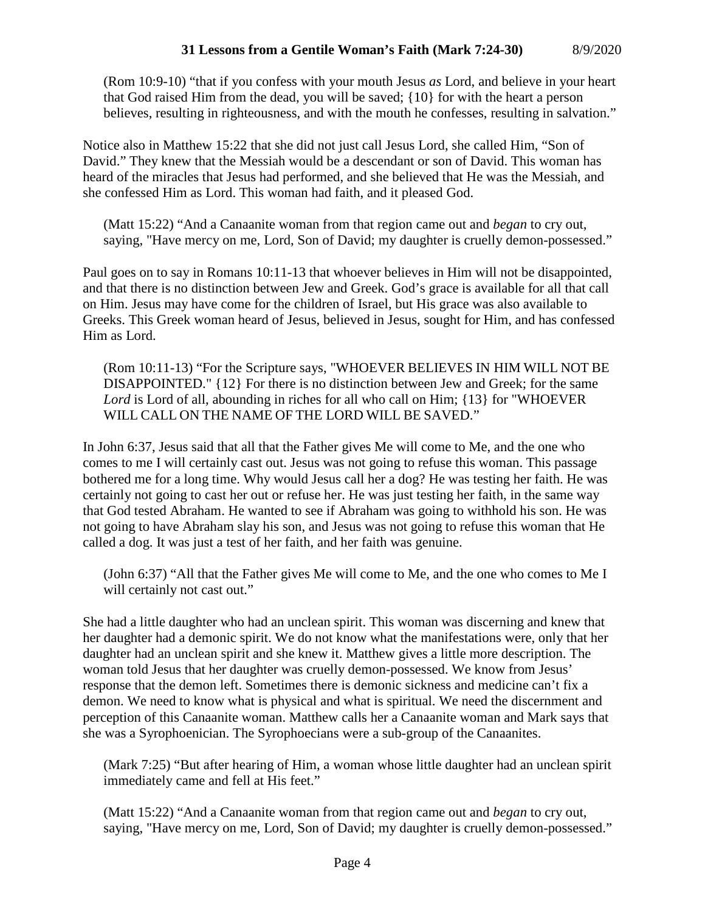(Rom 10:9-10) “that if you confess with your mouth Jesus *as* Lord, and believe in your heart that God raised Him from the dead, you will be saved; {10} for with the heart a person believes, resulting in righteousness, and with the mouth he confesses, resulting in salvation.”

Notice also in Matthew 15:22 that she did not just call Jesus Lord, she called Him, “Son of David.” They knew that the Messiah would be a descendant or son of David. This woman has heard of the miracles that Jesus had performed, and she believed that He was the Messiah, and she confessed Him as Lord. This woman had faith, and it pleased God.

(Matt 15:22) “And a Canaanite woman from that region came out and *began* to cry out, saying, "Have mercy on me, Lord, Son of David; my daughter is cruelly demon-possessed."

Paul goes on to say in Romans 10:11-13 that whoever believes in Him will not be disappointed, and that there is no distinction between Jew and Greek. God’s grace is available for all that call on Him. Jesus may have come for the children of Israel, but His grace was also available to Greeks. This Greek woman heard of Jesus, believed in Jesus, sought for Him, and has confessed Him as Lord.

(Rom 10:11-13) “For the Scripture says, "WHOEVER BELIEVES IN HIM WILL NOT BE DISAPPOINTED." {12} For there is no distinction between Jew and Greek; for the same *Lord* is Lord of all, abounding in riches for all who call on Him; {13} for "WHOEVER WILL CALL ON THE NAME OF THE LORD WILL BE SAVED."

In John 6:37, Jesus said that all that the Father gives Me will come to Me, and the one who comes to me I will certainly cast out. Jesus was not going to refuse this woman. This passage bothered me for a long time. Why would Jesus call her a dog? He was testing her faith. He was certainly not going to cast her out or refuse her. He was just testing her faith, in the same way that God tested Abraham. He wanted to see if Abraham was going to withhold his son. He was not going to have Abraham slay his son, and Jesus was not going to refuse this woman that He called a dog. It was just a test of her faith, and her faith was genuine.

(John 6:37) “All that the Father gives Me will come to Me, and the one who comes to Me I will certainly not cast out.”

She had a little daughter who had an unclean spirit. This woman was discerning and knew that her daughter had a demonic spirit. We do not know what the manifestations were, only that her daughter had an unclean spirit and she knew it. Matthew gives a little more description. The woman told Jesus that her daughter was cruelly demon-possessed. We know from Jesus’ response that the demon left. Sometimes there is demonic sickness and medicine can’t fix a demon. We need to know what is physical and what is spiritual. We need the discernment and perception of this Canaanite woman. Matthew calls her a Canaanite woman and Mark says that she was a Syrophoenician. The Syrophoecians were a sub-group of the Canaanites.

(Mark 7:25) “But after hearing of Him, a woman whose little daughter had an unclean spirit immediately came and fell at His feet.”

(Matt 15:22) “And a Canaanite woman from that region came out and *began* to cry out, saying, "Have mercy on me, Lord, Son of David; my daughter is cruelly demon-possessed."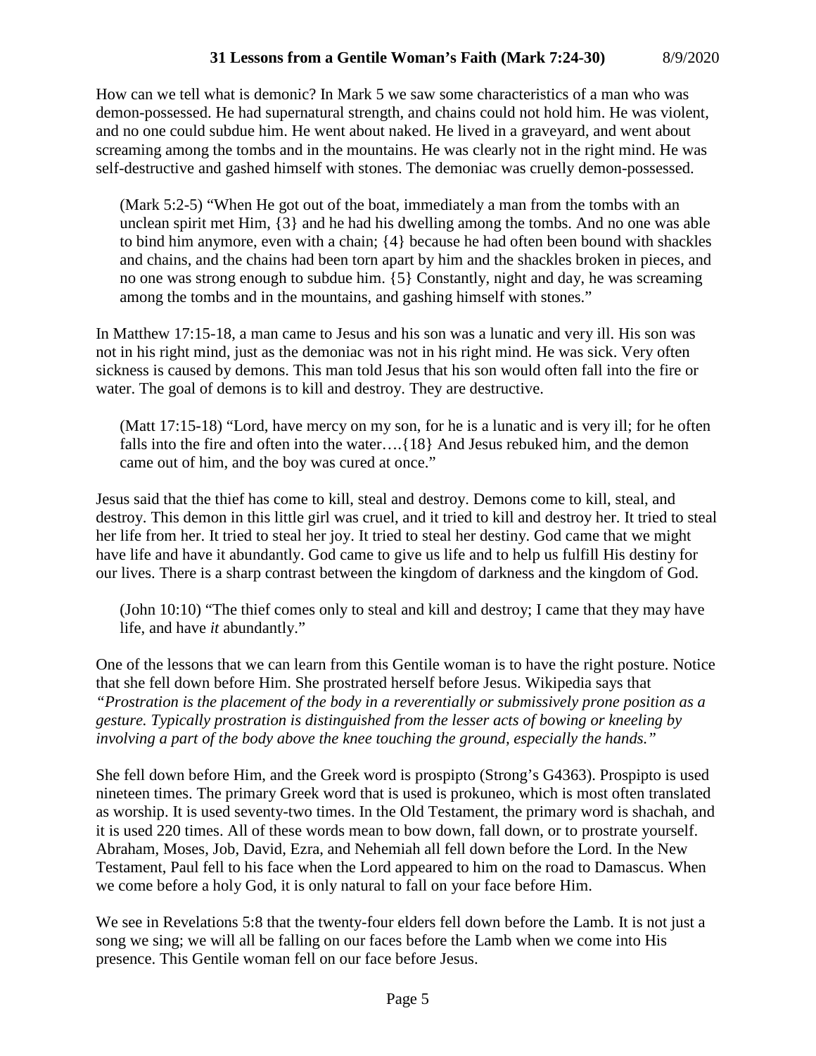How can we tell what is demonic? In Mark 5 we saw some characteristics of a man who was demon-possessed. He had supernatural strength, and chains could not hold him. He was violent, and no one could subdue him. He went about naked. He lived in a graveyard, and went about screaming among the tombs and in the mountains. He was clearly not in the right mind. He was self-destructive and gashed himself with stones. The demoniac was cruelly demon-possessed.

> (Mark 5:2-5) "When He got out of the boat, immediately a man from the tombs with an unclean spirit met Him, {3} and he had his dwelling among the tombs. And no one was able to bind him anymore, even with a chain; {4} because he had often been bound with shackles and chains, and the chains had been torn apart by him and the shackles broken in pieces, and no one was strong enough to subdue him. {5} Constantly, night and day, he was screaming among the tombs and in the mountains, and gashing himself with stones."

In Matthew 17:15-18, a man came to Jesus and his son was a lunatic and very ill. His son was not in his right mind, just as the demoniac was not in his right mind. He was sick. Very often sickness is caused by demons. This man told Jesus that his son would often fall into the fire or water. The goal of demons is to kill and destroy. They are destructive.

> (Matt 17:15-18) "Lord, have mercy on my son, for he is a lunatic and is very ill; for he often falls into the fire and often into the water….{18} And Jesus rebuked him, and the demon came out of him, and the boy was cured at once."

Jesus said that the thief has come to kill, steal and destroy. Demons come to kill, steal, and destroy. This demon in this little girl was cruel, and it tried to kill and destroy her. It tried to steal her life from her. It tried to steal her joy. It tried to steal her destiny. God came that we might have life and have it abundantly. God came to give us life and to help us fulfill His destiny for our lives. There is a sharp contrast between the kingdom of darkness and the kingdom of God.

> (John 10:10) "The thief comes only to steal and kill and destroy; I came that they may have life, and have *it* abundantly."

One of the lessons that we can learn from this Gentile woman is to have the right posture. Notice that she fell down before Him. She prostrated herself before Jesus. Wikipedia says that *"Prostration is the placement of the body in a reverentially or submissively prone position as a gesture. Typically prostration is distinguished from the lesser acts of bowing or kneeling by involving a part of the body above the knee touching the ground, especially the hands."*

She fell down before Him, and the Greek word is prospipto (Strong's G4363). Prospipto is used nineteen times. The primary Greek word that is used is prokuneo, which is most often translated as worship. It is used seventy-two times. In the Old Testament, the primary word is shachah, and it is used 220 times. All of these words mean to bow down, fall down, or to prostrate yourself. Abraham, Moses, Job, David, Ezra, and Nehemiah all fell down before the Lord. In the New Testament, Paul fell to his face when the Lord appeared to him on the road to Damascus. When we come before a holy God, it is only natural to fall on your face before Him.

We see in Revelations 5:8 that the twenty-four elders fell down before the Lamb. It is not just a song we sing; we will all be falling on our faces before the Lamb when we come into His presence. This Gentile woman fell on our face before Jesus.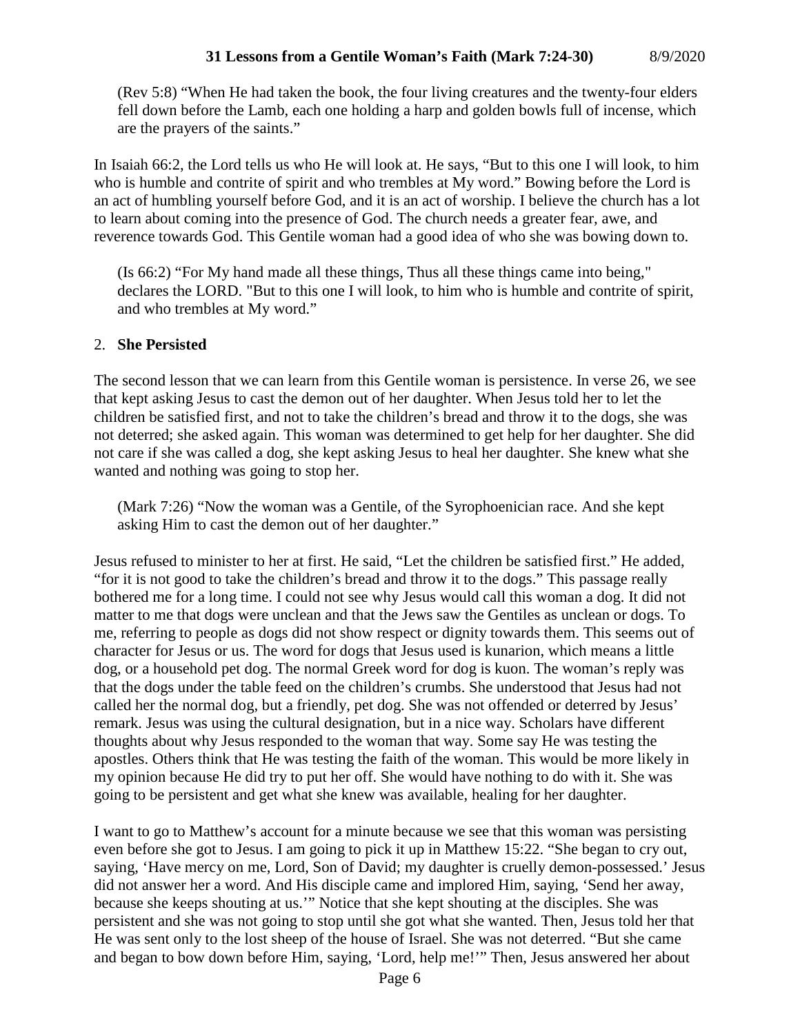(Rev 5:8) “When He had taken the book, the four living creatures and the twenty-four elders fell down before the Lamb, each one holding a harp and golden bowls full of incense, which are the prayers of the saints.”

In Isaiah 66:2, the Lord tells us who He will look at. He says, “But to this one I will look, to him who is humble and contrite of spirit and who trembles at My word.” Bowing before the Lord is an act of humbling yourself before God, and it is an act of worship. I believe the church has a lot to learn about coming into the presence of God. The church needs a greater fear, awe, and reverence towards God. This Gentile woman had a good idea of who she was bowing down to.

(Is 66:2) “For My hand made all these things, Thus all these things came into being," declares the LORD. "But to this one I will look, to him who is humble and contrite of spirit, and who trembles at My word.”

2. **She Persisted**

The second lesson that we can learn from this Gentile woman is persistence. In verse 26, we see that kept asking Jesus to cast the demon out of her daughter. When Jesus told her to let the children be satisfied first, and not to take the children’s bread and throw it to the dogs, she was not deterred; she asked again. This woman was determined to get help for her daughter. She did not care if she was called a dog, she kept asking Jesus to heal her daughter. She knew what she wanted and nothing was going to stop her.

(Mark 7:26) “Now the woman was a Gentile, of the Syrophoenician race. And she kept asking Him to cast the demon out of her daughter.”

Jesus refused to minister to her at first. He said, “Let the children be satisfied first.” He added, “for it is not good to take the children’s bread and throw it to the dogs.” This passage really bothered me for a long time. I could not see why Jesus would call this woman a dog. It did not matter to me that dogs were unclean and that the Jews saw the Gentiles as unclean or dogs. To me, referring to people as dogs did not show respect or dignity towards them. This seems out of character for Jesus or us. The word for dogs that Jesus used is kunarion, which means a little dog, or a household pet dog. The normal Greek word for dog is kuon. The woman’s reply was that the dogs under the table feed on the children’s crumbs. She understood that Jesus had not called her the normal dog, but a friendly, pet dog. She was not offended or deterred by Jesus’ remark. Jesus was using the cultural designation, but in a nice way. Scholars have different thoughts about why Jesus responded to the woman that way. Some say He was testing the apostles. Others think that He was testing the faith of the woman. This would be more likely in my opinion because He did try to put her off. She would have nothing to do with it. She was going to be persistent and get what she knew was available, healing for her daughter.

I want to go to Matthew’s account for a minute because we see that this woman was persisting even before she got to Jesus. I am going to pick it up in Matthew 15:22. “She began to cry out, saying, ‘Have mercy on me, Lord, Son of David; my daughter is cruelly demon-possessed.’ Jesus did not answer her a word. And His disciple came and implored Him, saying, ‘Send her away, because she keeps shouting at us.’” Notice that she kept shouting at the disciples. She was persistent and she was not going to stop until she got what she wanted. Then, Jesus told her that He was sent only to the lost sheep of the house of Israel. She was not deterred. “But she came and began to bow down before Him, saying, ‘Lord, help me!’” Then, Jesus answered her about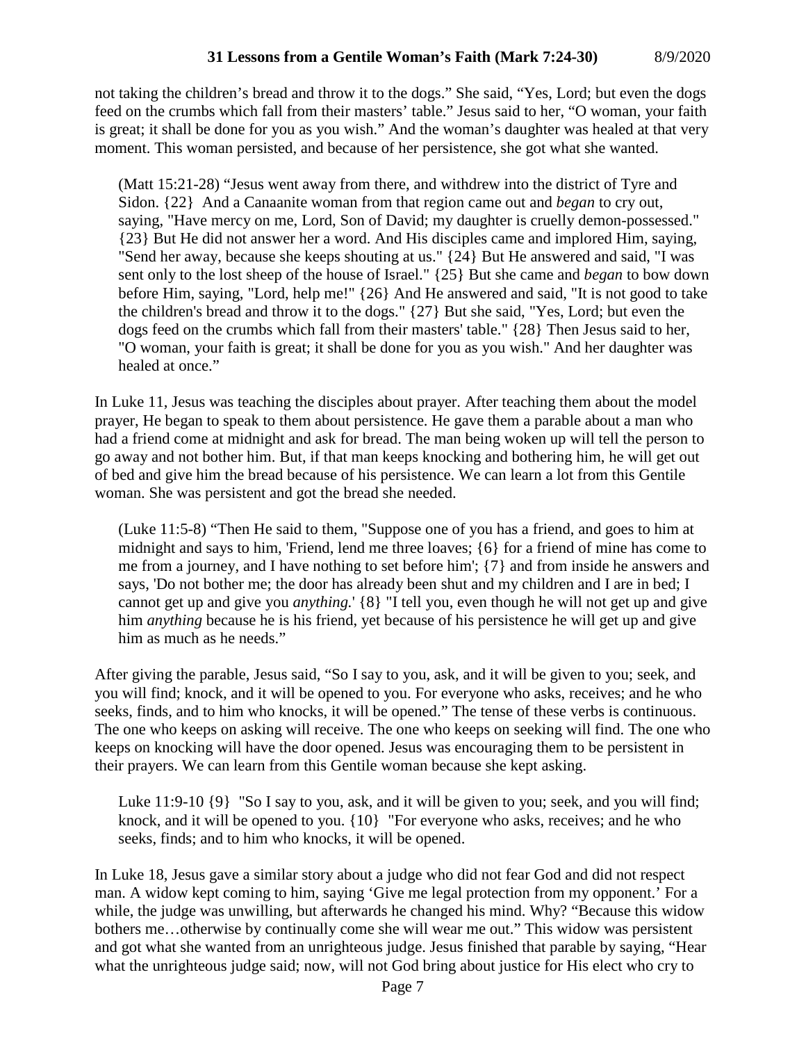not taking the children's bread and throw it to the dogs." She said, "Yes, Lord; but even the dogs feed on the crumbs which fall from their masters' table." Jesus said to her, "O woman, your faith is great; it shall be done for you as you wish." And the woman's daughter was healed at that very moment. This woman persisted, and because of her persistence, she got what she wanted.

> (Matt 15:21-28) "Jesus went away from there, and withdrew into the district of Tyre and Sidon. {22} And a Canaanite woman from that region came out and *began* to cry out, saying, "Have mercy on me, Lord, Son of David; my daughter is cruelly demon-possessed." {23} But He did not answer her a word. And His disciples came and implored Him, saying, "Send her away, because she keeps shouting at us." {24} But He answered and said, "I was sent only to the lost sheep of the house of Israel." {25} But she came and *began* to bow down before Him, saying, "Lord, help me!" {26} And He answered and said, "It is not good to take the children's bread and throw it to the dogs." {27} But she said, "Yes, Lord; but even the dogs feed on the crumbs which fall from their masters' table." {28} Then Jesus said to her, "O woman, your faith is great; it shall be done for you as you wish." And her daughter was healed at once."

In Luke 11, Jesus was teaching the disciples about prayer. After teaching them about the model prayer, He began to speak to them about persistence. He gave them a parable about a man who had a friend come at midnight and ask for bread. The man being woken up will tell the person to go away and not bother him. But, if that man keeps knocking and bothering him, he will get out of bed and give him the bread because of his persistence. We can learn a lot from this Gentile woman. She was persistent and got the bread she needed.

> (Luke 11:5-8) "Then He said to them, "Suppose one of you has a friend, and goes to him at midnight and says to him, 'Friend, lend me three loaves; {6} for a friend of mine has come to me from a journey, and I have nothing to set before him'; {7} and from inside he answers and says, 'Do not bother me; the door has already been shut and my children and I are in bed; I cannot get up and give you *anything.*' {8} "I tell you, even though he will not get up and give him *anything* because he is his friend, yet because of his persistence he will get up and give him as much as he needs."

After giving the parable, Jesus said, "So I say to you, ask, and it will be given to you; seek, and you will find; knock, and it will be opened to you. For everyone who asks, receives; and he who seeks, finds, and to him who knocks, it will be opened." The tense of these verbs is continuous. The one who keeps on asking will receive. The one who keeps on seeking will find. The one who keeps on knocking will have the door opened. Jesus was encouraging them to be persistent in their prayers. We can learn from this Gentile woman because she kept asking.

> Luke 11:9-10 {9} "So I say to you, ask, and it will be given to you; seek, and you will find; knock, and it will be opened to you. {10} "For everyone who asks, receives; and he who seeks, finds; and to him who knocks, it will be opened.

In Luke 18, Jesus gave a similar story about a judge who did not fear God and did not respect man. A widow kept coming to him, saying 'Give me legal protection from my opponent.' For a while, the judge was unwilling, but afterwards he changed his mind. Why? "Because this widow bothers me…otherwise by continually come she will wear me out." This widow was persistent and got what she wanted from an unrighteous judge. Jesus finished that parable by saying, "Hear what the unrighteous judge said; now, will not God bring about justice for His elect who cry to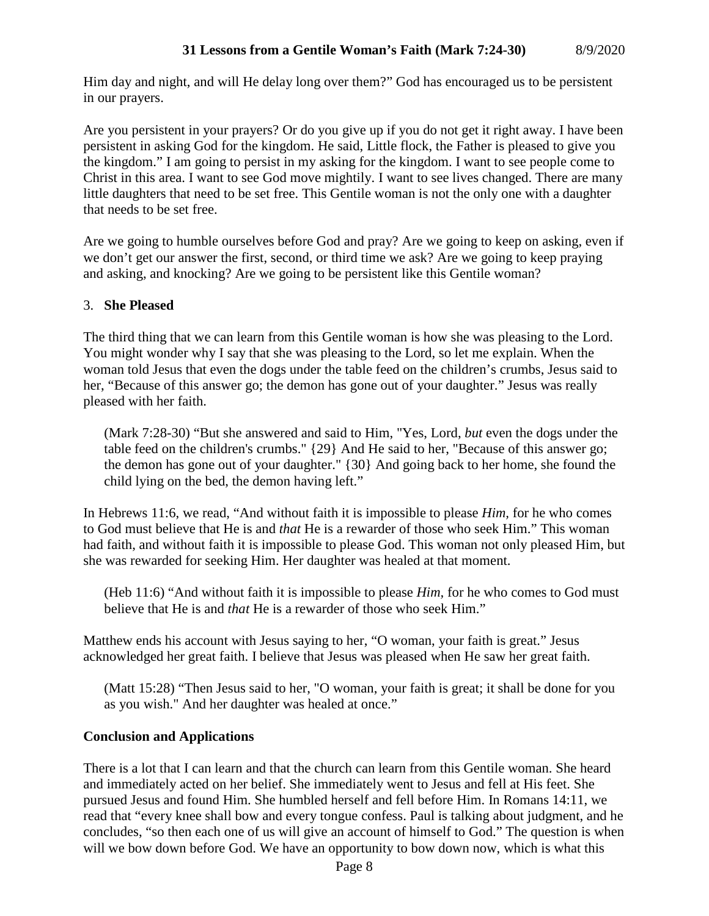Him day and night, and will He delay long over them?" God has encouraged us to be persistent in our prayers.

Are you persistent in your prayers? Or do you give up if you do not get it right away. I have been persistent in asking God for the kingdom. He said, Little flock, the Father is pleased to give you the kingdom." I am going to persist in my asking for the kingdom. I want to see people come to Christ in this area. I want to see God move mightily. I want to see lives changed. There are many little daughters that need to be set free. This Gentile woman is not the only one with a daughter that needs to be set free.

Are we going to humble ourselves before God and pray? Are we going to keep on asking, even if we don't get our answer the first, second, or third time we ask? Are we going to keep praying and asking, and knocking? Are we going to be persistent like this Gentile woman?

3. **She Pleased**

The third thing that we can learn from this Gentile woman is how she was pleasing to the Lord. You might wonder why I say that she was pleasing to the Lord, so let me explain. When the woman told Jesus that even the dogs under the table feed on the children's crumbs, Jesus said to her, "Because of this answer go; the demon has gone out of your daughter." Jesus was really pleased with her faith.

> (Mark 7:28-30) "But she answered and said to Him, "Yes, Lord, *but* even the dogs under the table feed on the children's crumbs." {29} And He said to her, "Because of this answer go; the demon has gone out of your daughter." {30} And going back to her home, she found the child lying on the bed, the demon having left."

In Hebrews 11:6, we read, "And without faith it is impossible to please *Him,* for he who comes to God must believe that He is and *that* He is a rewarder of those who seek Him." This woman had faith, and without faith it is impossible to please God. This woman not only pleased Him, but she was rewarded for seeking Him. Her daughter was healed at that moment.

> (Heb 11:6) "And without faith it is impossible to please *Him,* for he who comes to God must believe that He is and *that* He is a rewarder of those who seek Him."

Matthew ends his account with Jesus saying to her, "O woman, your faith is great." Jesus acknowledged her great faith. I believe that Jesus was pleased when He saw her great faith.

> (Matt 15:28) "Then Jesus said to her, "O woman, your faith is great; it shall be done for you as you wish." And her daughter was healed at once."

**Conclusion and Applications**

There is a lot that I can learn and that the church can learn from this Gentile woman. She heard and immediately acted on her belief. She immediately went to Jesus and fell at His feet. She pursued Jesus and found Him. She humbled herself and fell before Him. In Romans 14:11, we read that "every knee shall bow and every tongue confess. Paul is talking about judgment, and he concludes, "so then each one of us will give an account of himself to God." The question is when will we bow down before God. We have an opportunity to bow down now, which is what this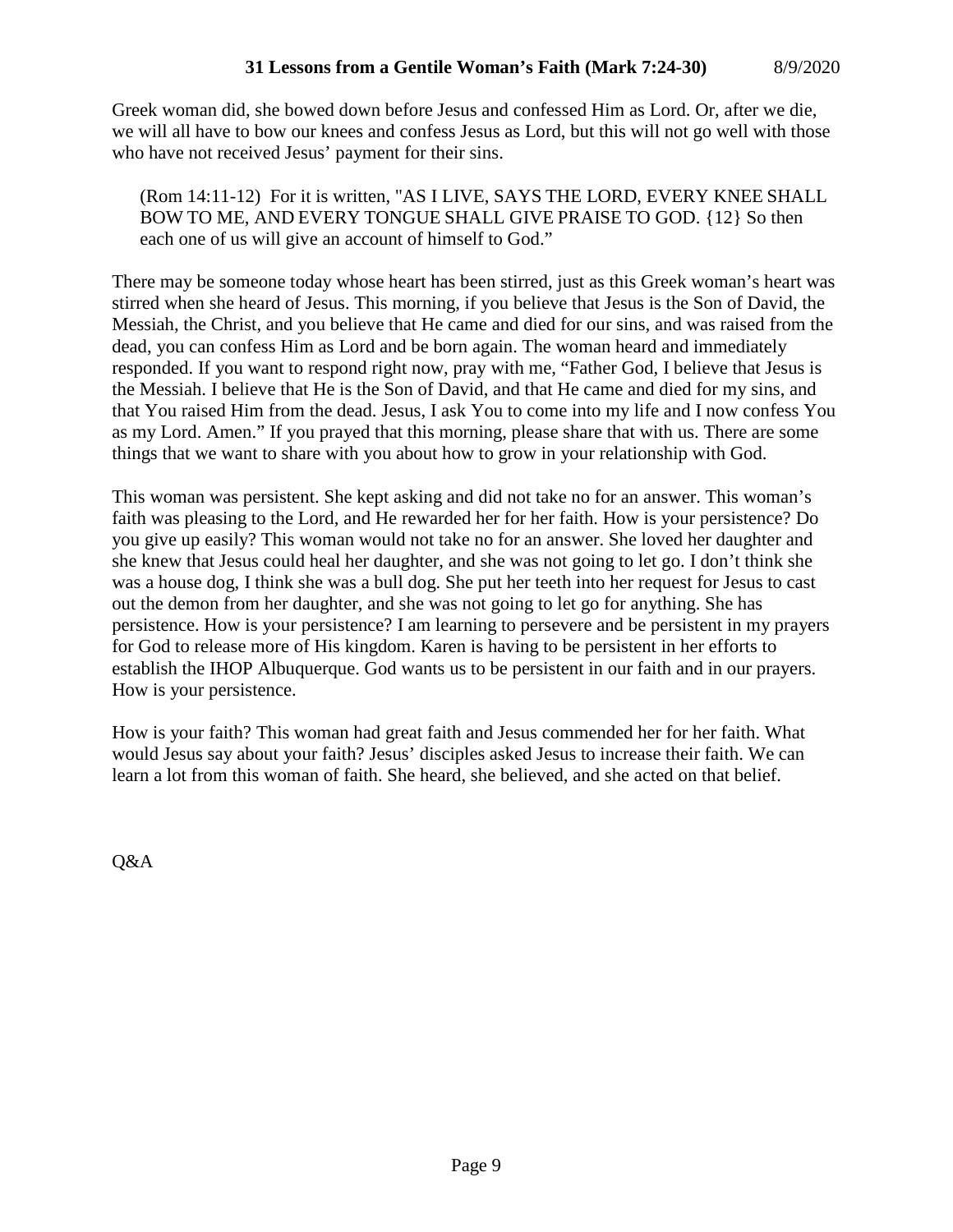Greek woman did, she bowed down before Jesus and confessed Him as Lord. Or, after we die, we will all have to bow our knees and confess Jesus as Lord, but this will not go well with those who have not received Jesus' payment for their sins.

> (Rom 14:11-12) For it is written, "AS I LIVE, SAYS THE LORD, EVERY KNEE SHALL BOW TO ME, AND EVERY TONGUE SHALL GIVE PRAISE TO GOD. {12} So then each one of us will give an account of himself to God."

There may be someone today whose heart has been stirred, just as this Greek woman's heart was stirred when she heard of Jesus. This morning, if you believe that Jesus is the Son of David, the Messiah, the Christ, and you believe that He came and died for our sins, and was raised from the dead, you can confess Him as Lord and be born again. The woman heard and immediately responded. If you want to respond right now, pray with me, "Father God, I believe that Jesus is the Messiah. I believe that He is the Son of David, and that He came and died for my sins, and that You raised Him from the dead. Jesus, I ask You to come into my life and I now confess You as my Lord. Amen." If you prayed that this morning, please share that with us. There are some things that we want to share with you about how to grow in your relationship with God.

This woman was persistent. She kept asking and did not take no for an answer. This woman's faith was pleasing to the Lord, and He rewarded her for her faith. How is your persistence? Do you give up easily? This woman would not take no for an answer. She loved her daughter and she knew that Jesus could heal her daughter, and she was not going to let go. I don't think she was a house dog, I think she was a bull dog. She put her teeth into her request for Jesus to cast out the demon from her daughter, and she was not going to let go for anything. She has persistence. How is your persistence? I am learning to persevere and be persistent in my prayers for God to release more of His kingdom. Karen is having to be persistent in her efforts to establish the IHOP Albuquerque. God wants us to be persistent in our faith and in our prayers. How is your persistence.

How is your faith? This woman had great faith and Jesus commended her for her faith. What would Jesus say about your faith? Jesus' disciples asked Jesus to increase their faith. We can learn a lot from this woman of faith. She heard, she believed, and she acted on that belief.

Q&A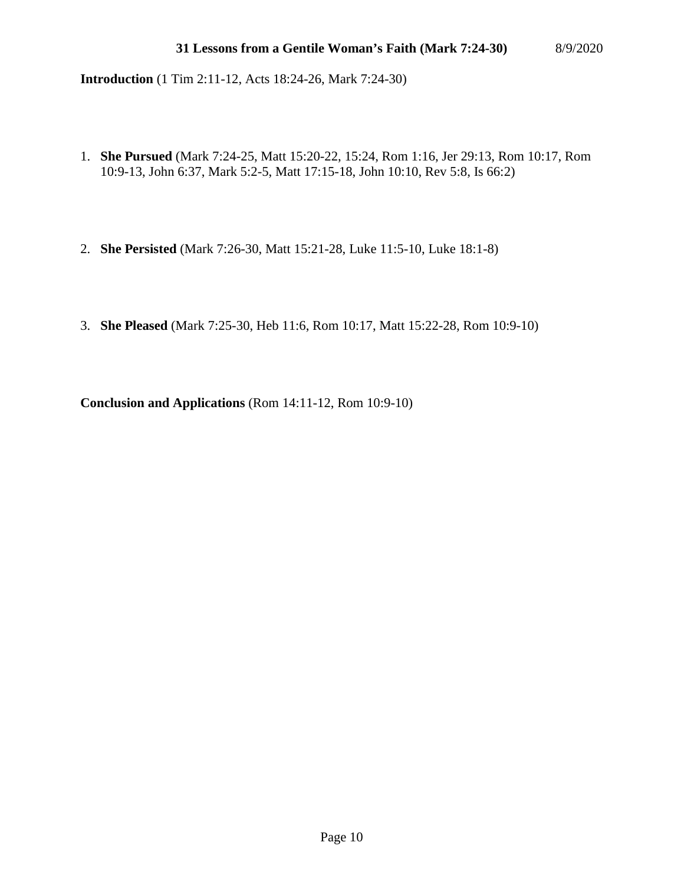# 31 Lessons from a Gentile Woman's Faith (Mark 7:24-30)

8/9/2020

**Introduction** (1 Tim 2:11-12, Acts 18:24-26, Mark 7:24-30)

1. **She Pursued** (Mark 7:24-25, Matt 15:20-22, 15:24, Rom 1:16, Jer 29:13, Rom 10:17, Rom 10:9-13, John 6:37, Mark 5:2-5, Matt 17:15-18, John 10:10, Rev 5:8, Is 66:2)

2. **She Persisted** (Mark 7:26-30, Matt 15:21-28, Luke 11:5-10, Luke 18:1-8)

3. **She Pleased** (Mark 7:25-30, Heb 11:6, Rom 10:17, Matt 15:22-28, Rom 10:9-10)

**Conclusion and Applications** (Rom 14:11-12, Rom 10:9-10)